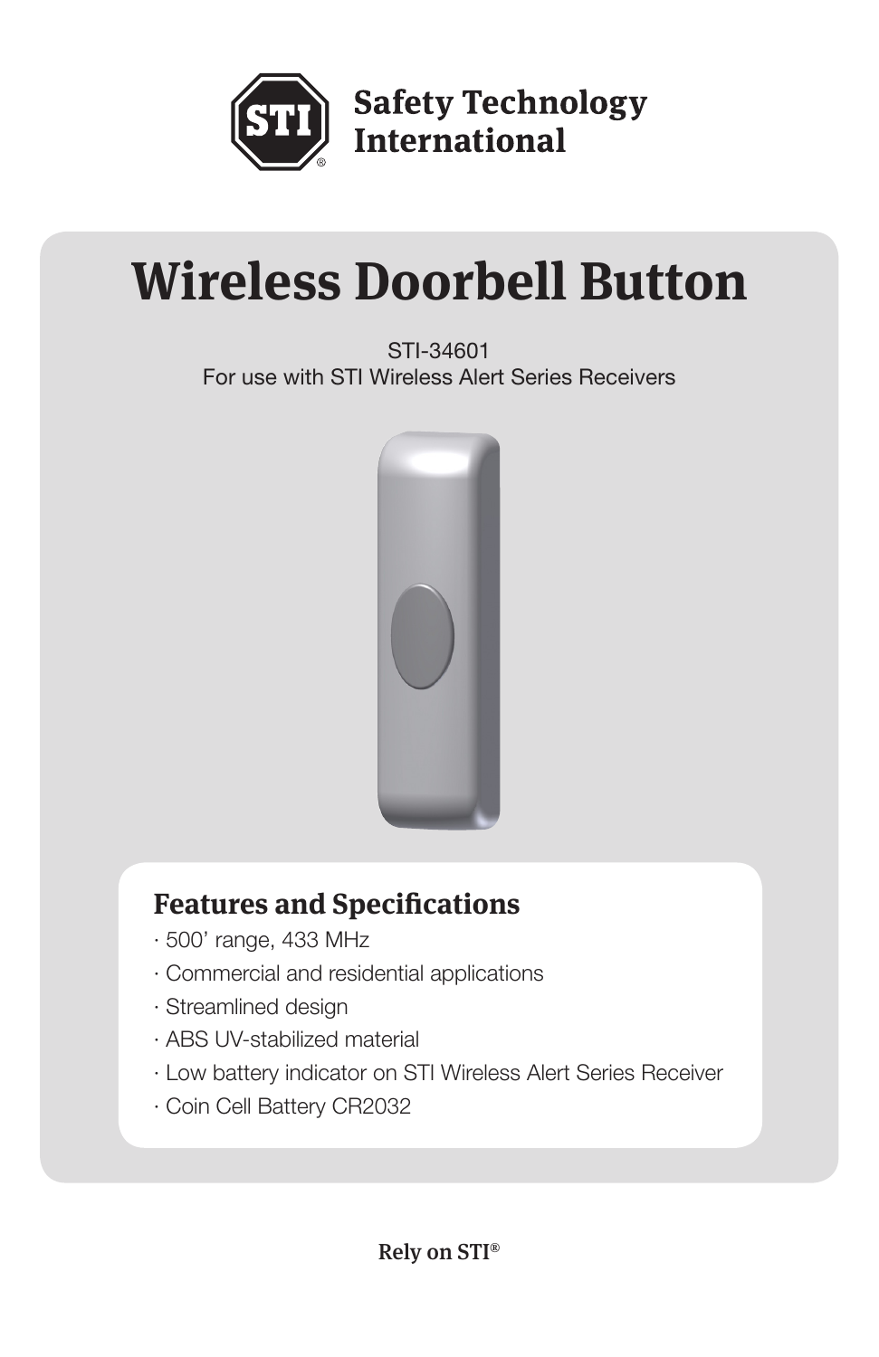**Safety Technology International**

# Wireless Doorbell Button

STI-34601
For use with STI Wireless Alert Series Receivers

## Features and Specifications

- 500' range, 433 MHz
- Commercial and residential applications
- Streamlined design
- ABS UV-stabilized material
- Low battery indicator on STI Wireless Alert Series Receiver
- Coin Cell Battery CR2032

Rely on STI®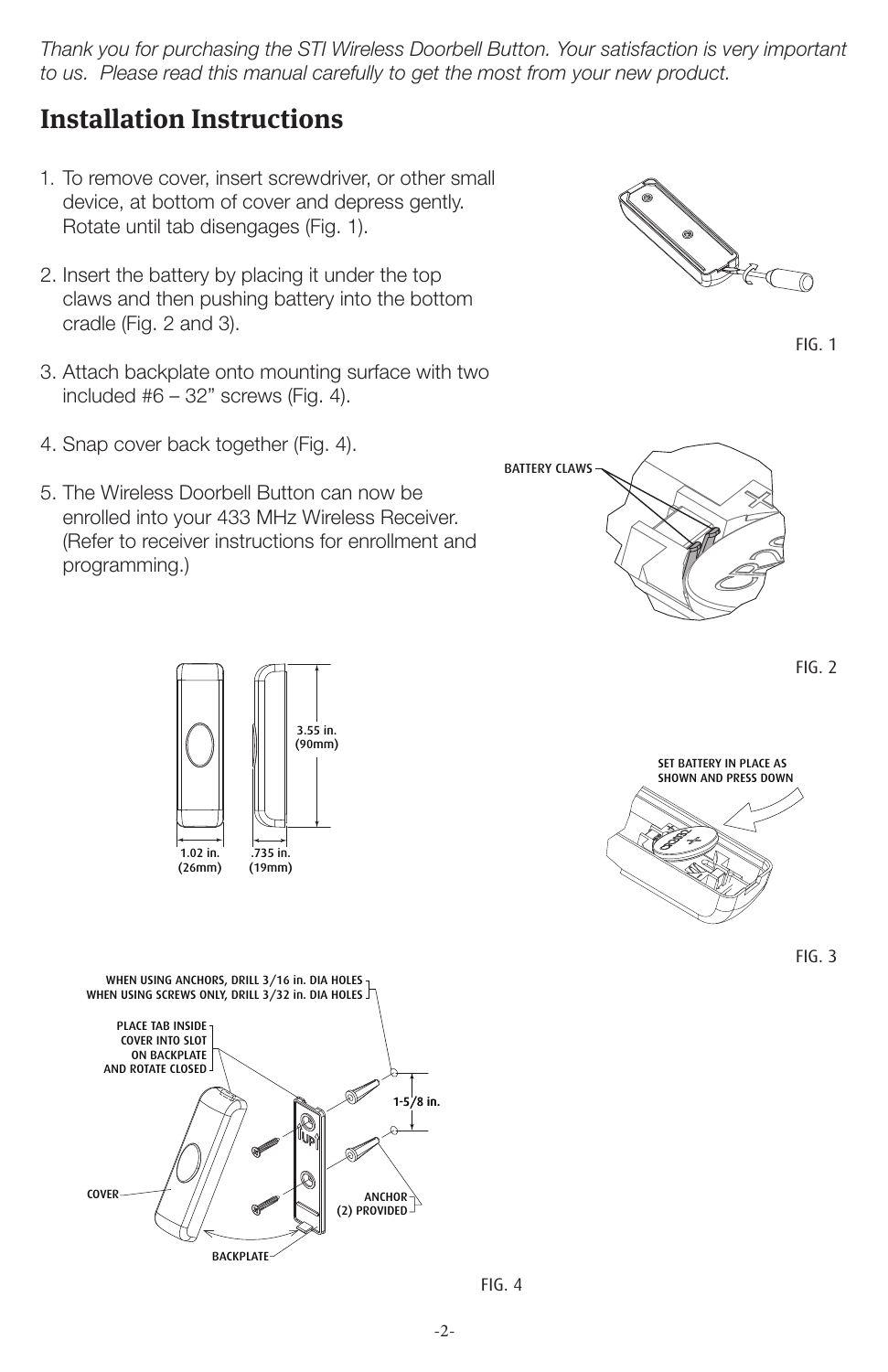*Thank you for purchasing the STI Wireless Doorbell Button. Your satisfaction is very important to us. Please read this manual carefully to get the most from your new product.*

# Installation Instructions

1. To remove cover, insert screwdriver, or other small device, at bottom of cover and depress gently. Rotate until tab disengages (Fig. 1).

2. Insert the battery by placing it under the top claws and then pushing battery into the bottom cradle (Fig. 2 and 3).

3. Attach backplate onto mounting surface with two included #6 – 32" screws (Fig. 4).

4. Snap cover back together (Fig. 4).

5. The Wireless Doorbell Button can now be enrolled into your 433 MHz Wireless Receiver. (Refer to receiver instructions for enrollment and programming.)

FIG. 1

BATTERY CLAWS

FIG. 2

3.55 in. (90mm)

1.02 in. (26mm)

.735 in. (19mm)

SET BATTERY IN PLACE AS SHOWN AND PRESS DOWN

FIG. 3

WHEN USING ANCHORS, DRILL 3/16 in. DIA HOLES
WHEN USING SCREWS ONLY, DRILL 3/32 in. DIA HOLES

PLACE TAB INSIDE COVER INTO SLOT ON BACKPLATE AND ROTATE CLOSED

1-5/8 in.

COVER

ANCHOR (2) PROVIDED

BACKPLATE

FIG. 4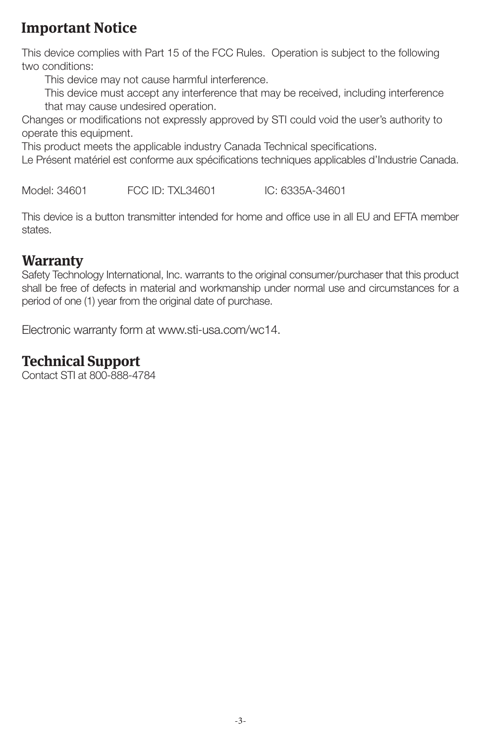## Important Notice

This device complies with Part 15 of the FCC Rules. Operation is subject to the following two conditions:

This device may not cause harmful interference.

This device must accept any interference that may be received, including interference that may cause undesired operation.

Changes or modifications not expressly approved by STI could void the user's authority to operate this equipment.

This product meets the applicable industry Canada Technical specifications.

Le Présent matériel est conforme aux spécifications techniques applicables d'Industrie Canada.

Model: 34601 FCC ID: TXL34601 IC: 6335A-34601

This device is a button transmitter intended for home and office use in all EU and EFTA member states.

## Warranty

Safety Technology International, Inc. warrants to the original consumer/purchaser that this product shall be free of defects in material and workmanship under normal use and circumstances for a period of one (1) year from the original date of purchase.

Electronic warranty form at www.sti-usa.com/wc14.

## Technical Support

Contact STI at 800-888-4784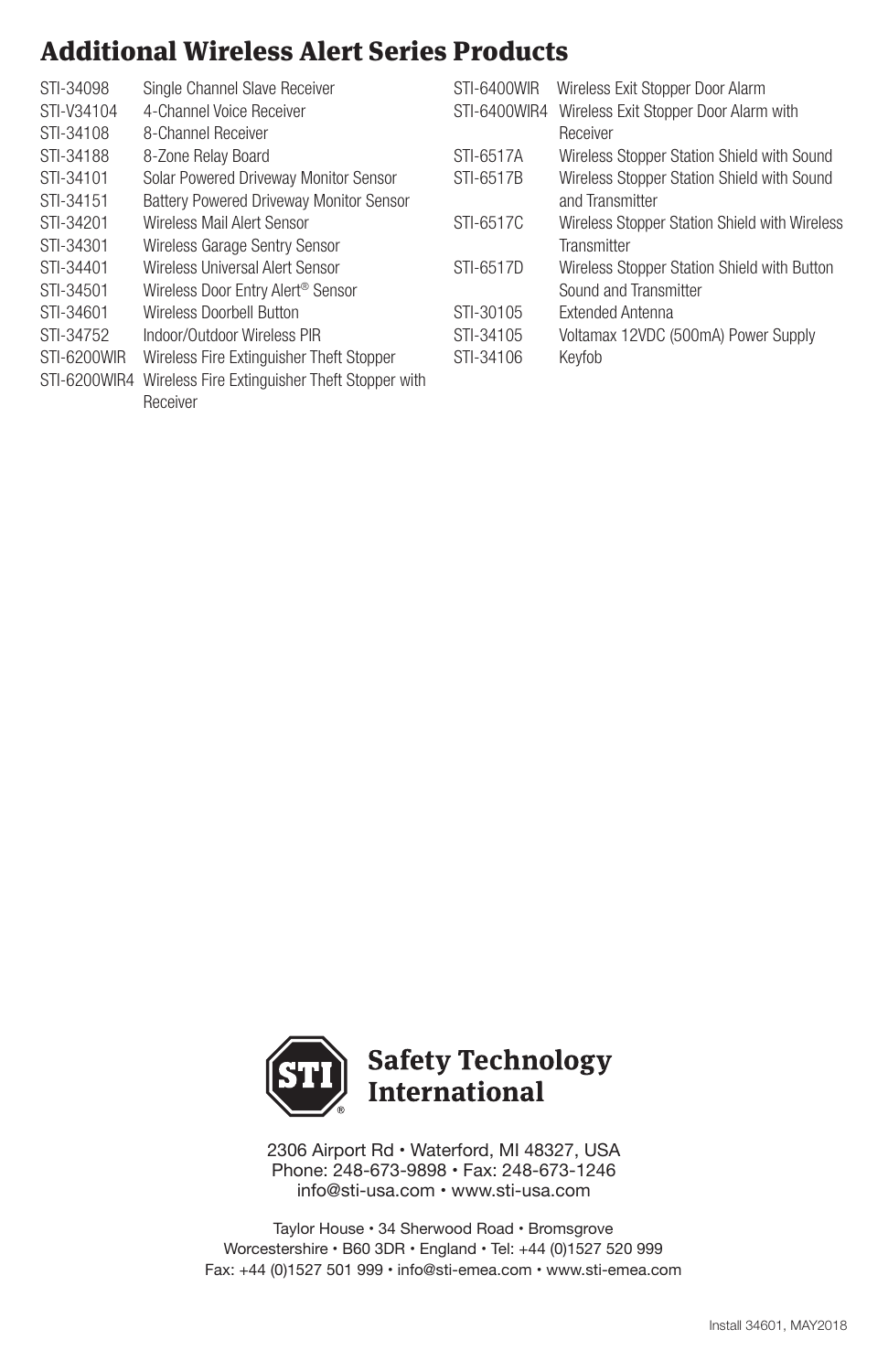# Additional Wireless Alert Series Products

| | |
|---|---|
| STI-34098 | Single Channel Slave Receiver |
| STI-V34104 | 4-Channel Voice Receiver |
| STI-34108 | 8-Channel Receiver |
| STI-34188 | 8-Zone Relay Board |
| STI-34101 | Solar Powered Driveway Monitor Sensor |
| STI-34151 | Battery Powered Driveway Monitor Sensor |
| STI-34201 | Wireless Mail Alert Sensor |
| STI-34301 | Wireless Garage Sentry Sensor |
| STI-34401 | Wireless Universal Alert Sensor |
| STI-34501 | Wireless Door Entry Alert® Sensor |
| STI-34601 | Wireless Doorbell Button |
| STI-34752 | Indoor/Outdoor Wireless PIR |
| STI-6200WIR | Wireless Fire Extinguisher Theft Stopper |
| STI-6200WIR4 | Wireless Fire Extinguisher Theft Stopper with Receiver |
| STI-6400WIR | Wireless Exit Stopper Door Alarm |
| STI-6400WIR4 | Wireless Exit Stopper Door Alarm with Receiver |
| STI-6517A | Wireless Stopper Station Shield with Sound |
| STI-6517B | Wireless Stopper Station Shield with Sound and Transmitter |
| STI-6517C | Wireless Stopper Station Shield with Wireless Transmitter |
| STI-6517D | Wireless Stopper Station Shield with Button Sound and Transmitter |
| STI-30105 | Extended Antenna |
| STI-34105 | Voltamax 12VDC (500mA) Power Supply |
| STI-34106 | Keyfob |

STI

**Safety Technology International**

2306 Airport Rd • Waterford, MI 48327, USA
Phone: 248-673-9898 • Fax: 248-673-1246
info@sti-usa.com • www.sti-usa.com

Taylor House • 34 Sherwood Road • Bromsgrove
Worcestershire • B60 3DR • England • Tel: +44 (0)1527 520 999
Fax: +44 (0)1527 501 999 • info@sti-emea.com • www.sti-emea.com

Install 34601, MAY2018